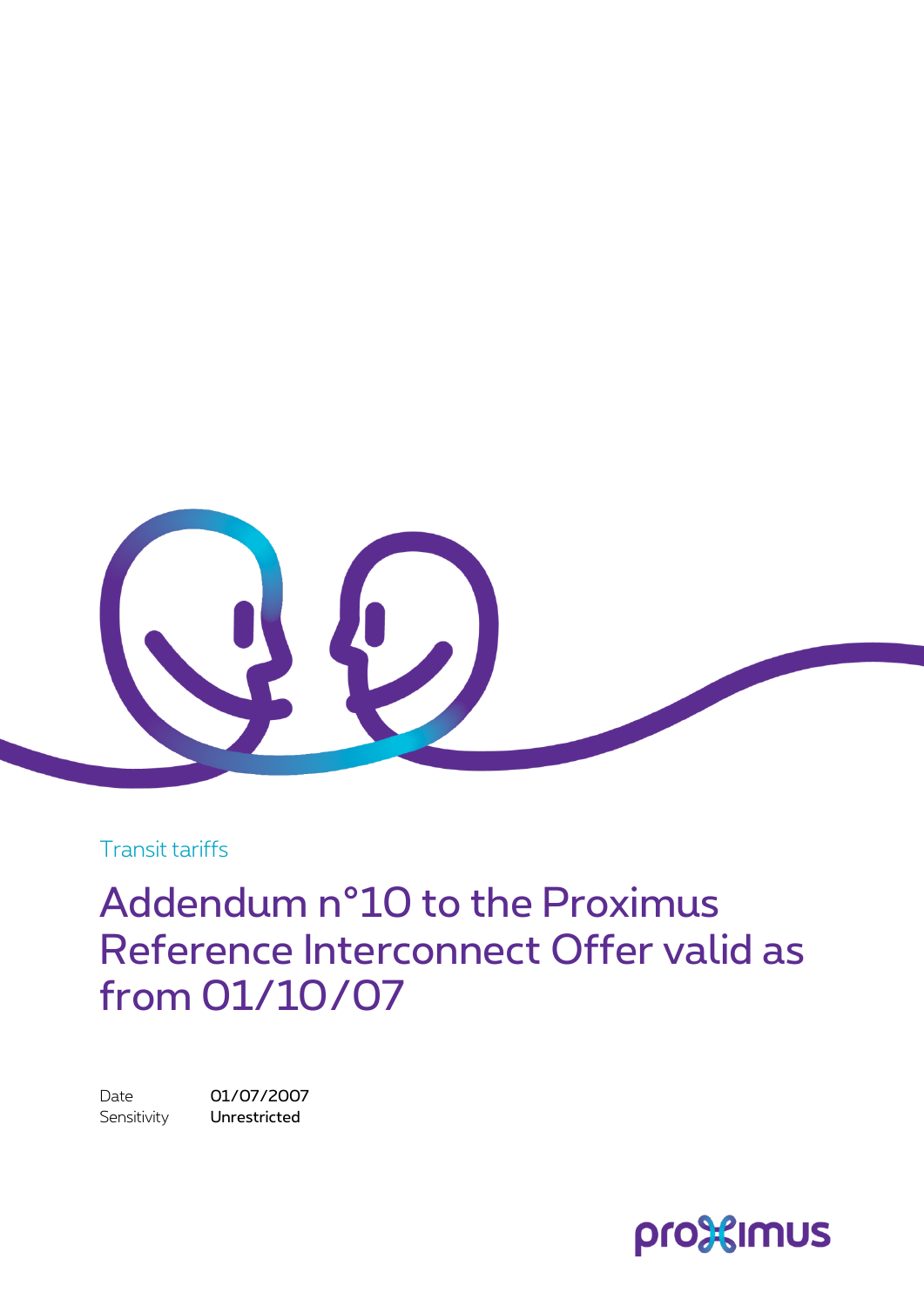Transit tariffs

# Addendum n°10 to the Proximus Reference Interconnect Offer valid as from 01/10/07

Date 01/07/2007

Sensitivity **Unrestricted**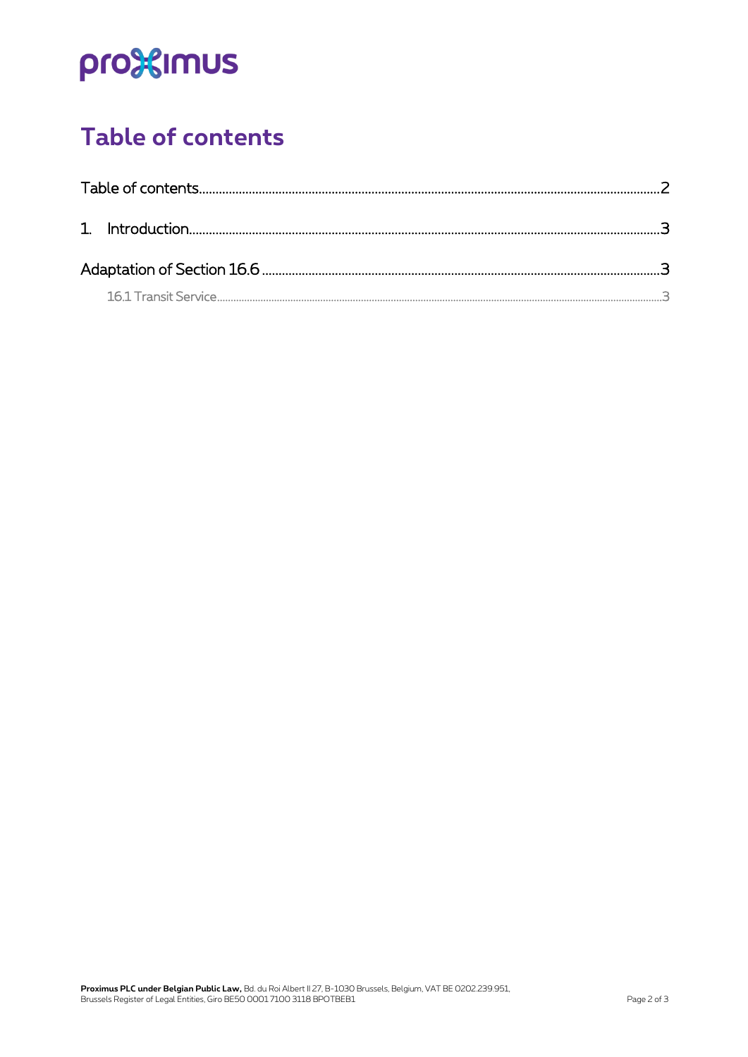# Table of contents

Table of contents....................................................................................................................................2

1. Introduction.........................................................................................................................................3

Adaptation of Section 16.6 ......................................................................................................................3

16.1 Transit Service..................................................................................................................................3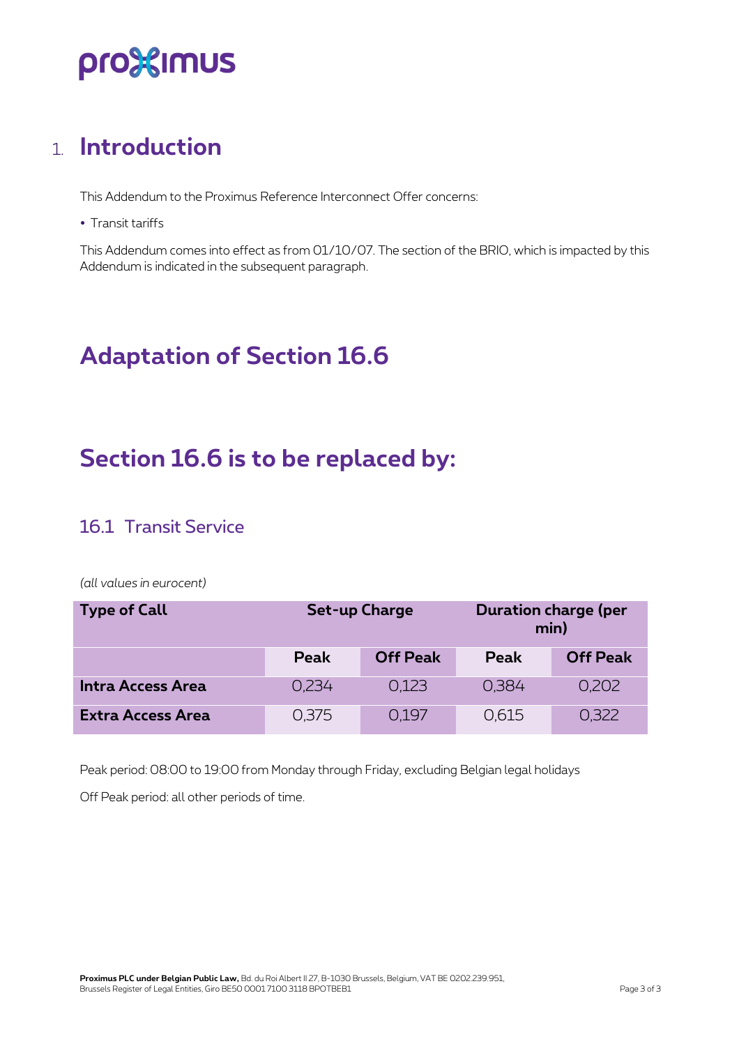# 1. Introduction

This Addendum to the Proximus Reference Interconnect Offer concerns:

- Transit tariffs

This Addendum comes into effect as from 01/10/07. The section of the BRIO, which is impacted by this Addendum is indicated in the subsequent paragraph.

# Adaptation of Section 16.6

# Section 16.6 is to be replaced by:

## 16.1 Transit Service

*(all values in eurocent)*

| Type of Call | Set-up Charge | | Duration charge (per min) | |
|---|---|---|---|---|
| | **Peak** | **Off Peak** | **Peak** | **Off Peak** |
| **Intra Access Area** | 0,234 | 0,123 | 0,384 | 0,202 |
| **Extra Access Area** | 0,375 | 0,197 | 0,615 | 0,322 |

Peak period: 08:00 to 19:00 from Monday through Friday, excluding Belgian legal holidays

Off Peak period: all other periods of time.

**Proximus PLC under Belgian Public Law,** Bd. du Roi Albert II 27, B-1030 Brussels, Belgium, VAT BE 0202.239.951, Brussels Register of Legal Entities, Giro BE50 0001 7100 3118 BPOTBEB1